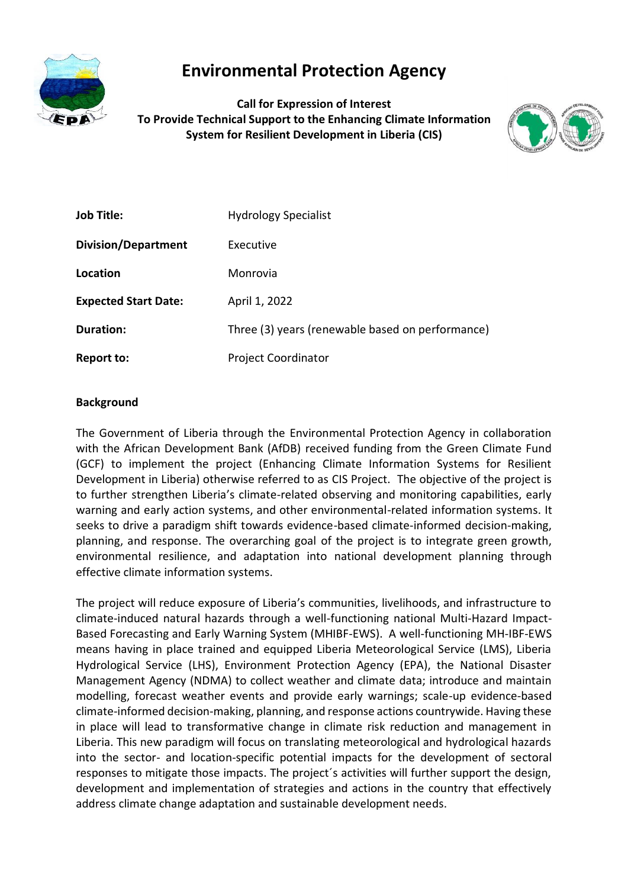# Environmental Protection Agency

**Call for Expression of Interest**
**To Provide Technical Support to the Enhancing Climate Information System for Resilient Development in Liberia (CIS)**

| | |
|---|---|
| **Job Title:** | Hydrology Specialist |
| **Division/Department** | Executive |
| **Location** | Monrovia |
| **Expected Start Date:** | April 1, 2022 |
| **Duration:** | Three (3) years (renewable based on performance) |
| **Report to:** | Project Coordinator |

### Background

The Government of Liberia through the Environmental Protection Agency in collaboration with the African Development Bank (AfDB) received funding from the Green Climate Fund (GCF) to implement the project (Enhancing Climate Information Systems for Resilient Development in Liberia) otherwise referred to as CIS Project. The objective of the project is to further strengthen Liberia's climate-related observing and monitoring capabilities, early warning and early action systems, and other environmental-related information systems. It seeks to drive a paradigm shift towards evidence-based climate-informed decision-making, planning, and response. The overarching goal of the project is to integrate green growth, environmental resilience, and adaptation into national development planning through effective climate information systems.

The project will reduce exposure of Liberia's communities, livelihoods, and infrastructure to climate-induced natural hazards through a well-functioning national Multi-Hazard Impact-Based Forecasting and Early Warning System (MHIBF-EWS). A well-functioning MH-IBF-EWS means having in place trained and equipped Liberia Meteorological Service (LMS), Liberia Hydrological Service (LHS), Environment Protection Agency (EPA), the National Disaster Management Agency (NDMA) to collect weather and climate data; introduce and maintain modelling, forecast weather events and provide early warnings; scale-up evidence-based climate-informed decision-making, planning, and response actions countrywide. Having these in place will lead to transformative change in climate risk reduction and management in Liberia. This new paradigm will focus on translating meteorological and hydrological hazards into the sector- and location-specific potential impacts for the development of sectoral responses to mitigate those impacts. The project´s activities will further support the design, development and implementation of strategies and actions in the country that effectively address climate change adaptation and sustainable development needs.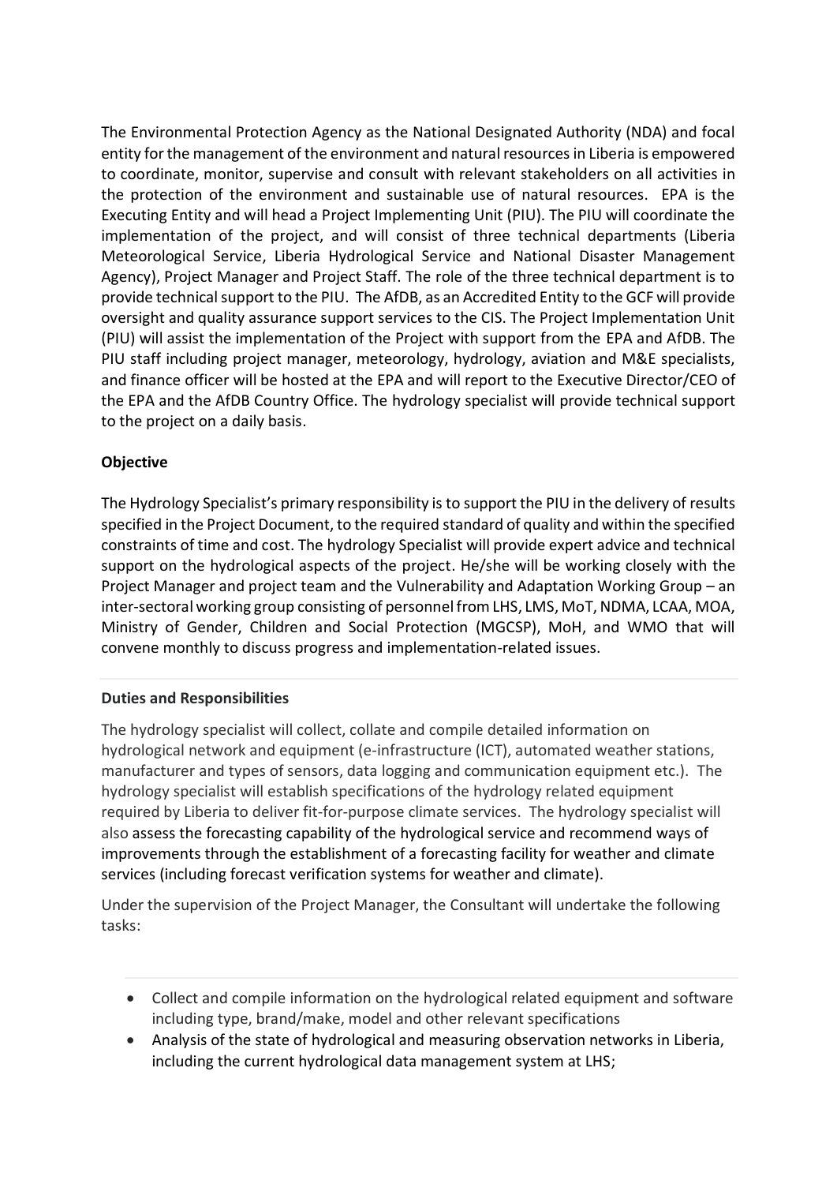The Environmental Protection Agency as the National Designated Authority (NDA) and focal entity for the management of the environment and natural resources in Liberia is empowered to coordinate, monitor, supervise and consult with relevant stakeholders on all activities in the protection of the environment and sustainable use of natural resources. EPA is the Executing Entity and will head a Project Implementing Unit (PIU). The PIU will coordinate the implementation of the project, and will consist of three technical departments (Liberia Meteorological Service, Liberia Hydrological Service and National Disaster Management Agency), Project Manager and Project Staff. The role of the three technical department is to provide technical support to the PIU. The AfDB, as an Accredited Entity to the GCF will provide oversight and quality assurance support services to the CIS. The Project Implementation Unit (PIU) will assist the implementation of the Project with support from the EPA and AfDB. The PIU staff including project manager, meteorology, hydrology, aviation and M&E specialists, and finance officer will be hosted at the EPA and will report to the Executive Director/CEO of the EPA and the AfDB Country Office. The hydrology specialist will provide technical support to the project on a daily basis.

**Objective**

The Hydrology Specialist's primary responsibility is to support the PIU in the delivery of results specified in the Project Document, to the required standard of quality and within the specified constraints of time and cost. The hydrology Specialist will provide expert advice and technical support on the hydrological aspects of the project. He/she will be working closely with the Project Manager and project team and the Vulnerability and Adaptation Working Group – an inter-sectoral working group consisting of personnel from LHS, LMS, MoT, NDMA, LCAA, MOA, Ministry of Gender, Children and Social Protection (MGCSP), MoH, and WMO that will convene monthly to discuss progress and implementation-related issues.

**Duties and Responsibilities**

The hydrology specialist will collect, collate and compile detailed information on hydrological network and equipment (e-infrastructure (ICT), automated weather stations, manufacturer and types of sensors, data logging and communication equipment etc.). The hydrology specialist will establish specifications of the hydrology related equipment required by Liberia to deliver fit-for-purpose climate services. The hydrology specialist will also assess the forecasting capability of the hydrological service and recommend ways of improvements through the establishment of a forecasting facility for weather and climate services (including forecast verification systems for weather and climate).

Under the supervision of the Project Manager, the Consultant will undertake the following tasks:

- Collect and compile information on the hydrological related equipment and software including type, brand/make, model and other relevant specifications
- Analysis of the state of hydrological and measuring observation networks in Liberia, including the current hydrological data management system at LHS;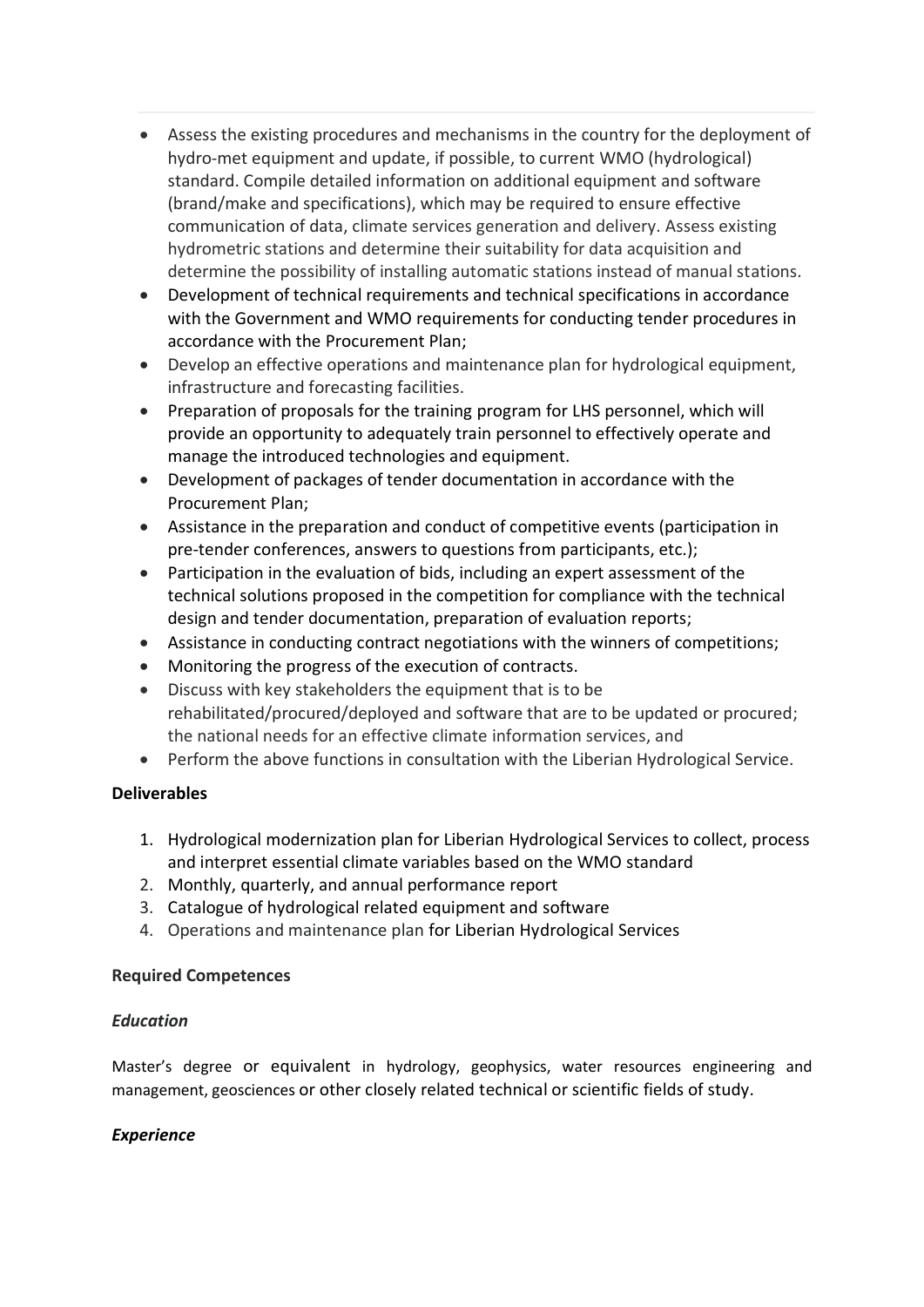- Assess the existing procedures and mechanisms in the country for the deployment of hydro-met equipment and update, if possible, to current WMO (hydrological) standard. Compile detailed information on additional equipment and software (brand/make and specifications), which may be required to ensure effective communication of data, climate services generation and delivery. Assess existing hydrometric stations and determine their suitability for data acquisition and determine the possibility of installing automatic stations instead of manual stations.
- Development of technical requirements and technical specifications in accordance with the Government and WMO requirements for conducting tender procedures in accordance with the Procurement Plan;
- Develop an effective operations and maintenance plan for hydrological equipment, infrastructure and forecasting facilities.
- Preparation of proposals for the training program for LHS personnel, which will provide an opportunity to adequately train personnel to effectively operate and manage the introduced technologies and equipment.
- Development of packages of tender documentation in accordance with the Procurement Plan;
- Assistance in the preparation and conduct of competitive events (participation in pre-tender conferences, answers to questions from participants, etc.);
- Participation in the evaluation of bids, including an expert assessment of the technical solutions proposed in the competition for compliance with the technical design and tender documentation, preparation of evaluation reports;
- Assistance in conducting contract negotiations with the winners of competitions;
- Monitoring the progress of the execution of contracts.
- Discuss with key stakeholders the equipment that is to be rehabilitated/procured/deployed and software that are to be updated or procured; the national needs for an effective climate information services, and
- Perform the above functions in consultation with the Liberian Hydrological Service.

**Deliverables**

1. Hydrological modernization plan for Liberian Hydrological Services to collect, process and interpret essential climate variables based on the WMO standard
2. Monthly, quarterly, and annual performance report
3. Catalogue of hydrological related equipment and software
4. Operations and maintenance plan for Liberian Hydrological Services

**Required Competences**

***Education***

Master's degree or equivalent in hydrology, geophysics, water resources engineering and management, geosciences or other closely related technical or scientific fields of study.

***Experience***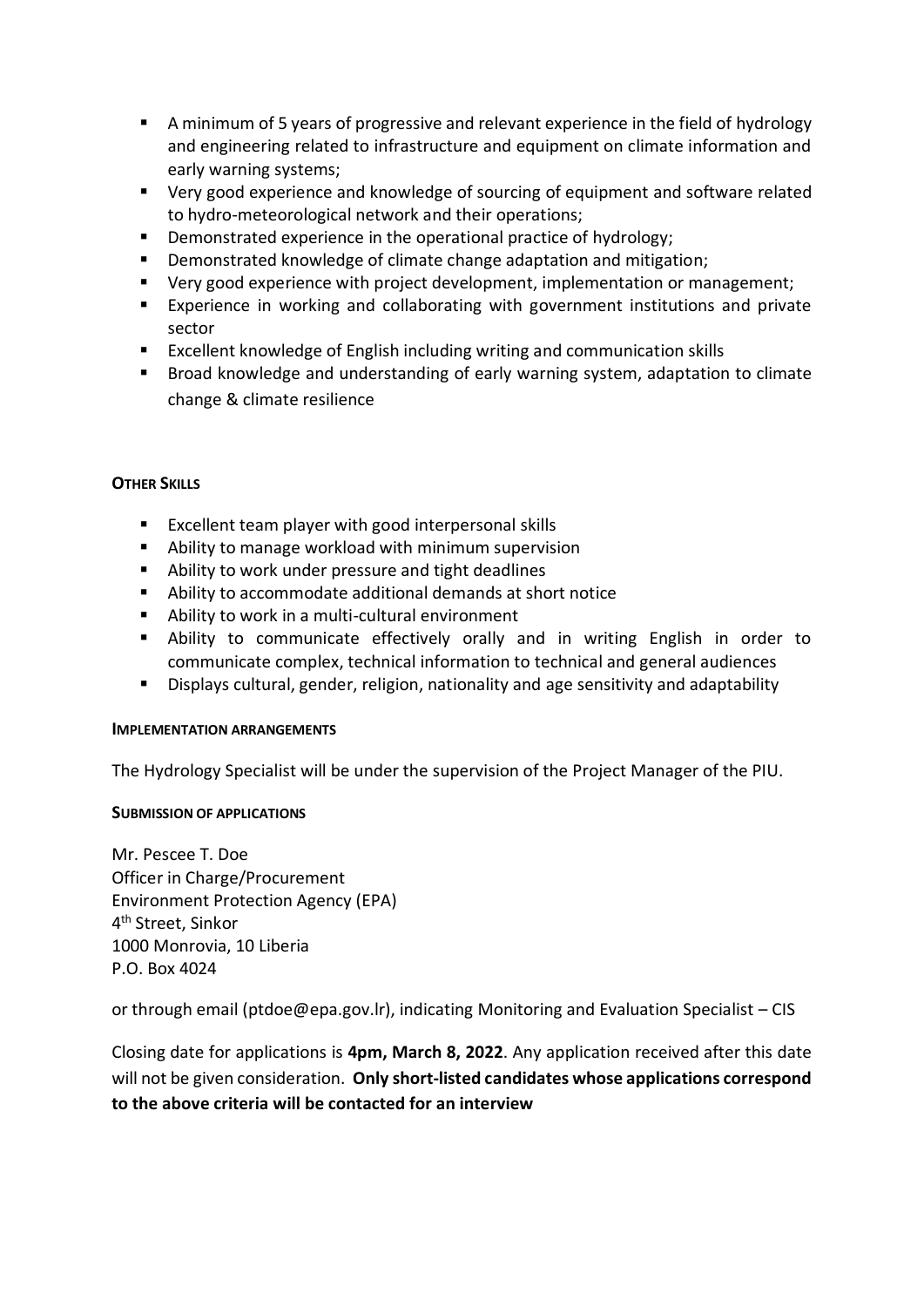- A minimum of 5 years of progressive and relevant experience in the field of hydrology and engineering related to infrastructure and equipment on climate information and early warning systems;
- Very good experience and knowledge of sourcing of equipment and software related to hydro-meteorological network and their operations;
- Demonstrated experience in the operational practice of hydrology;
- Demonstrated knowledge of climate change adaptation and mitigation;
- Very good experience with project development, implementation or management;
- Experience in working and collaborating with government institutions and private sector
- Excellent knowledge of English including writing and communication skills
- Broad knowledge and understanding of early warning system, adaptation to climate change & climate resilience

**OTHER SKILLS**

- Excellent team player with good interpersonal skills
- Ability to manage workload with minimum supervision
- Ability to work under pressure and tight deadlines
- Ability to accommodate additional demands at short notice
- Ability to work in a multi-cultural environment
- Ability to communicate effectively orally and in writing English in order to communicate complex, technical information to technical and general audiences
- Displays cultural, gender, religion, nationality and age sensitivity and adaptability

**IMPLEMENTATION ARRANGEMENTS**

The Hydrology Specialist will be under the supervision of the Project Manager of the PIU.

**SUBMISSION OF APPLICATIONS**

Mr. Pescee T. Doe
Officer in Charge/Procurement
Environment Protection Agency (EPA)
4th Street, Sinkor
1000 Monrovia, 10 Liberia
P.O. Box 4024

or through email (ptdoe@epa.gov.lr), indicating Monitoring and Evaluation Specialist – CIS

Closing date for applications is **4pm, March 8, 2022**. Any application received after this date will not be given consideration. **Only short-listed candidates whose applications correspond to the above criteria will be contacted for an interview**